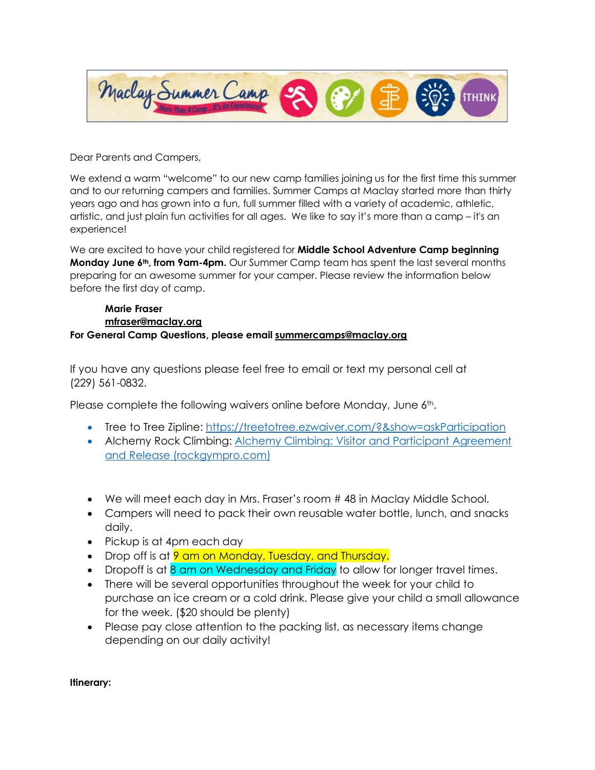Dear Parents and Campers,

We extend a warm "welcome" to our new camp families joining us for the first time this summer and to our returning campers and families. Summer Camps at Maclay started more than thirty years ago and has grown into a fun, full summer filled with a variety of academic, athletic, artistic, and just plain fun activities for all ages. We like to say it's more than a camp – it's an experience!

We are excited to have your child registered for **Middle School Adventure Camp beginning Monday June 6th, from 9am-4pm.** Our Summer Camp team has spent the last several months preparing for an awesome summer for your camper. Please review the information below before the first day of camp.

**Marie Fraser**
**mfraser@maclay.org**
**For General Camp Questions, please email summercamps@maclay.org**

If you have any questions please feel free to email or text my personal cell at (229) 561-0832.

Please complete the following waivers online before Monday, June 6th.

- Tree to Tree Zipline: https://treetotree.ezwaiver.com/?&show=askParticipation
- Alchemy Rock Climbing: Alchemy Climbing: Visitor and Participant Agreement and Release (rockgympro.com)

- We will meet each day in Mrs. Fraser's room # 48 in Maclay Middle School.
- Campers will need to pack their own reusable water bottle, lunch, and snacks daily.
- Pickup is at 4pm each day
- Drop off is at 9 am on Monday, Tuesday, and Thursday.
- Dropoff is at 8 am on Wednesday and Friday to allow for longer travel times.
- There will be several opportunities throughout the week for your child to purchase an ice cream or a cold drink. Please give your child a small allowance for the week. ($20 should be plenty)
- Please pay close attention to the packing list, as necessary items change depending on our daily activity!

**Itinerary:**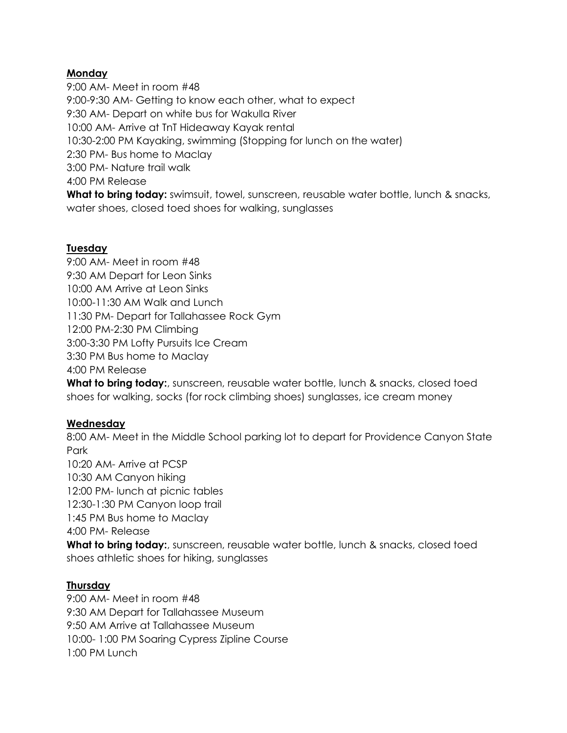**Monday**

9:00 AM- Meet in room #48
9:00-9:30 AM- Getting to know each other, what to expect
9:30 AM- Depart on white bus for Wakulla River
10:00 AM- Arrive at TnT Hideaway Kayak rental
10:30-2:00 PM Kayaking, swimming (Stopping for lunch on the water)
2:30 PM- Bus home to Maclay
3:00 PM- Nature trail walk
4:00 PM Release

**What to bring today:** swimsuit, towel, sunscreen, reusable water bottle, lunch & snacks, water shoes, closed toed shoes for walking, sunglasses

**Tuesday**

9:00 AM- Meet in room #48
9:30 AM Depart for Leon Sinks
10:00 AM Arrive at Leon Sinks
10:00-11:30 AM Walk and Lunch
11:30 PM- Depart for Tallahassee Rock Gym
12:00 PM-2:30 PM Climbing
3:00-3:30 PM Lofty Pursuits Ice Cream
3:30 PM Bus home to Maclay
4:00 PM Release

**What to bring today:**, sunscreen, reusable water bottle, lunch & snacks, closed toed shoes for walking, socks (for rock climbing shoes) sunglasses, ice cream money

**Wednesday**

8:00 AM- Meet in the Middle School parking lot to depart for Providence Canyon State Park
10:20 AM- Arrive at PCSP
10:30 AM Canyon hiking
12:00 PM- lunch at picnic tables
12:30-1:30 PM Canyon loop trail
1:45 PM Bus home to Maclay
4:00 PM- Release

**What to bring today:**, sunscreen, reusable water bottle, lunch & snacks, closed toed shoes athletic shoes for hiking, sunglasses

**Thursday**

9:00 AM- Meet in room #48
9:30 AM Depart for Tallahassee Museum
9:50 AM Arrive at Tallahassee Museum
10:00- 1:00 PM Soaring Cypress Zipline Course
1:00 PM Lunch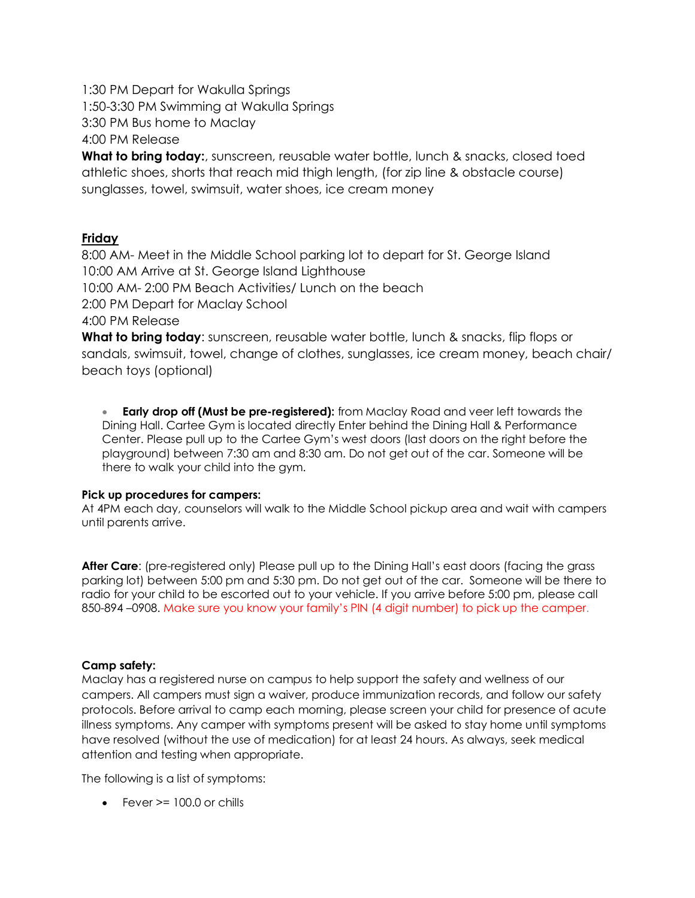1:30 PM Depart for Wakulla Springs
1:50-3:30 PM Swimming at Wakulla Springs
3:30 PM Bus home to Maclay
4:00 PM Release
**What to bring today:**, sunscreen, reusable water bottle, lunch & snacks, closed toed athletic shoes, shorts that reach mid thigh length, (for zip line & obstacle course) sunglasses, towel, swimsuit, water shoes, ice cream money

**Friday**

8:00 AM- Meet in the Middle School parking lot to depart for St. George Island
10:00 AM Arrive at St. George Island Lighthouse
10:00 AM- 2:00 PM Beach Activities/ Lunch on the beach
2:00 PM Depart for Maclay School
4:00 PM Release
**What to bring today**: sunscreen, reusable water bottle, lunch & snacks, flip flops or sandals, swimsuit, towel, change of clothes, sunglasses, ice cream money, beach chair/ beach toys (optional)

- **Early drop off (Must be pre-registered):** from Maclay Road and veer left towards the Dining Hall. Cartee Gym is located directly Enter behind the Dining Hall & Performance Center. Please pull up to the Cartee Gym's west doors (last doors on the right before the playground) between 7:30 am and 8:30 am. Do not get out of the car. Someone will be there to walk your child into the gym.

**Pick up procedures for campers:**
At 4PM each day, counselors will walk to the Middle School pickup area and wait with campers until parents arrive.

**After Care**: (pre-registered only) Please pull up to the Dining Hall's east doors (facing the grass parking lot) between 5:00 pm and 5:30 pm. Do not get out of the car. Someone will be there to radio for your child to be escorted out to your vehicle. If you arrive before 5:00 pm, please call 850-894 –0908. Make sure you know your family's PIN (4 digit number) to pick up the camper.

**Camp safety:**
Maclay has a registered nurse on campus to help support the safety and wellness of our campers. All campers must sign a waiver, produce immunization records, and follow our safety protocols. Before arrival to camp each morning, please screen your child for presence of acute illness symptoms. Any camper with symptoms present will be asked to stay home until symptoms have resolved (without the use of medication) for at least 24 hours. As always, seek medical attention and testing when appropriate.

The following is a list of symptoms:

- Fever >= 100.0 or chills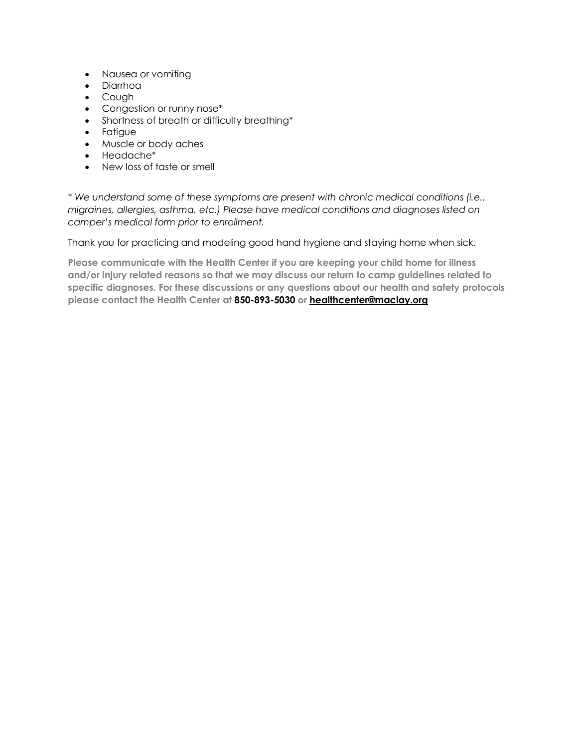- Nausea or vomiting
- Diarrhea
- Cough
- Congestion or runny nose*
- Shortness of breath or difficulty breathing*
- Fatigue
- Muscle or body aches
- Headache*
- New loss of taste or smell

*\* We understand some of these symptoms are present with chronic medical conditions (i.e., migraines, allergies, asthma, etc.) Please have medical conditions and diagnoses listed on camper's medical form prior to enrollment.*

Thank you for practicing and modeling good hand hygiene and staying home when sick.

**Please communicate with the Health Center if you are keeping your child home for illness and/or injury related reasons so that we may discuss our return to camp guidelines related to specific diagnoses. For these discussions or any questions about our health and safety protocols please contact the Health Center at 850-893-5030 or healthcenter@maclay.org**